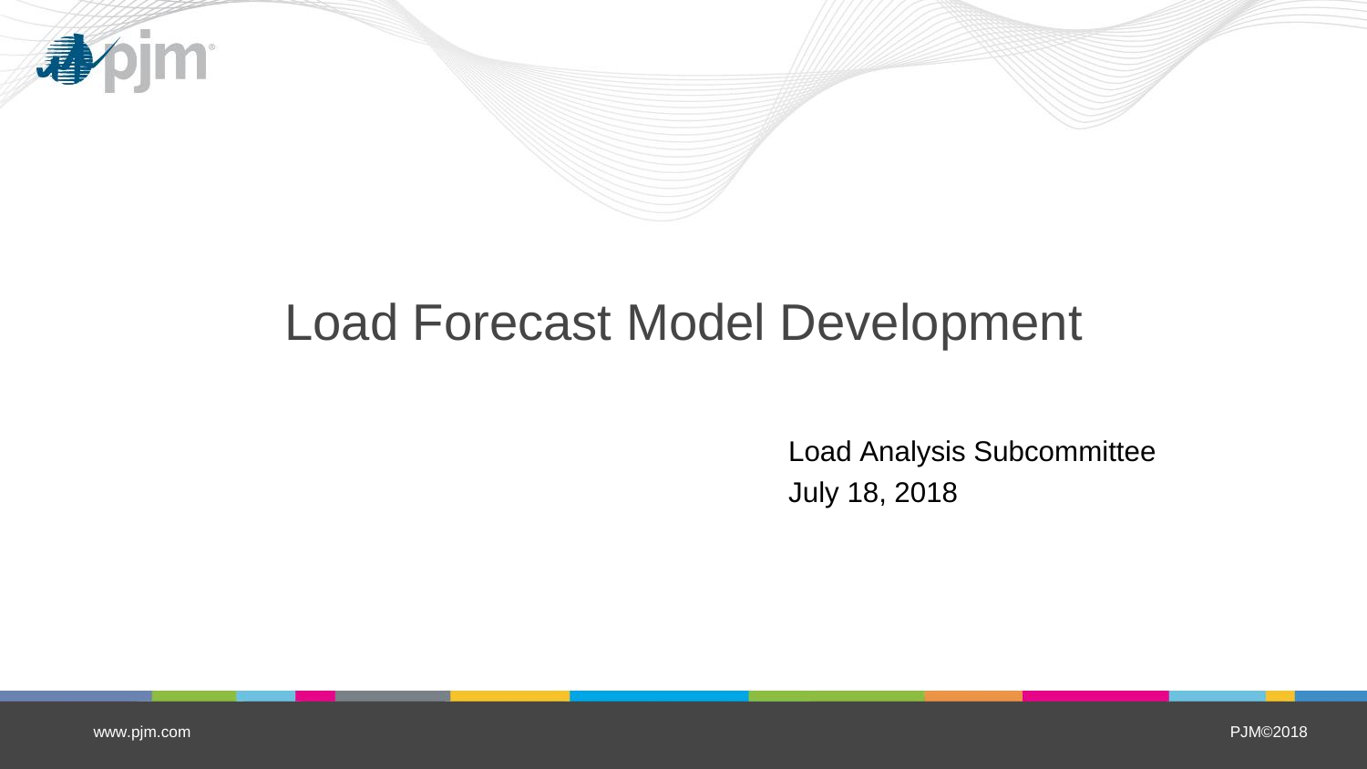# Load Forecast Model Development

Load Analysis Subcommittee

July 18, 2018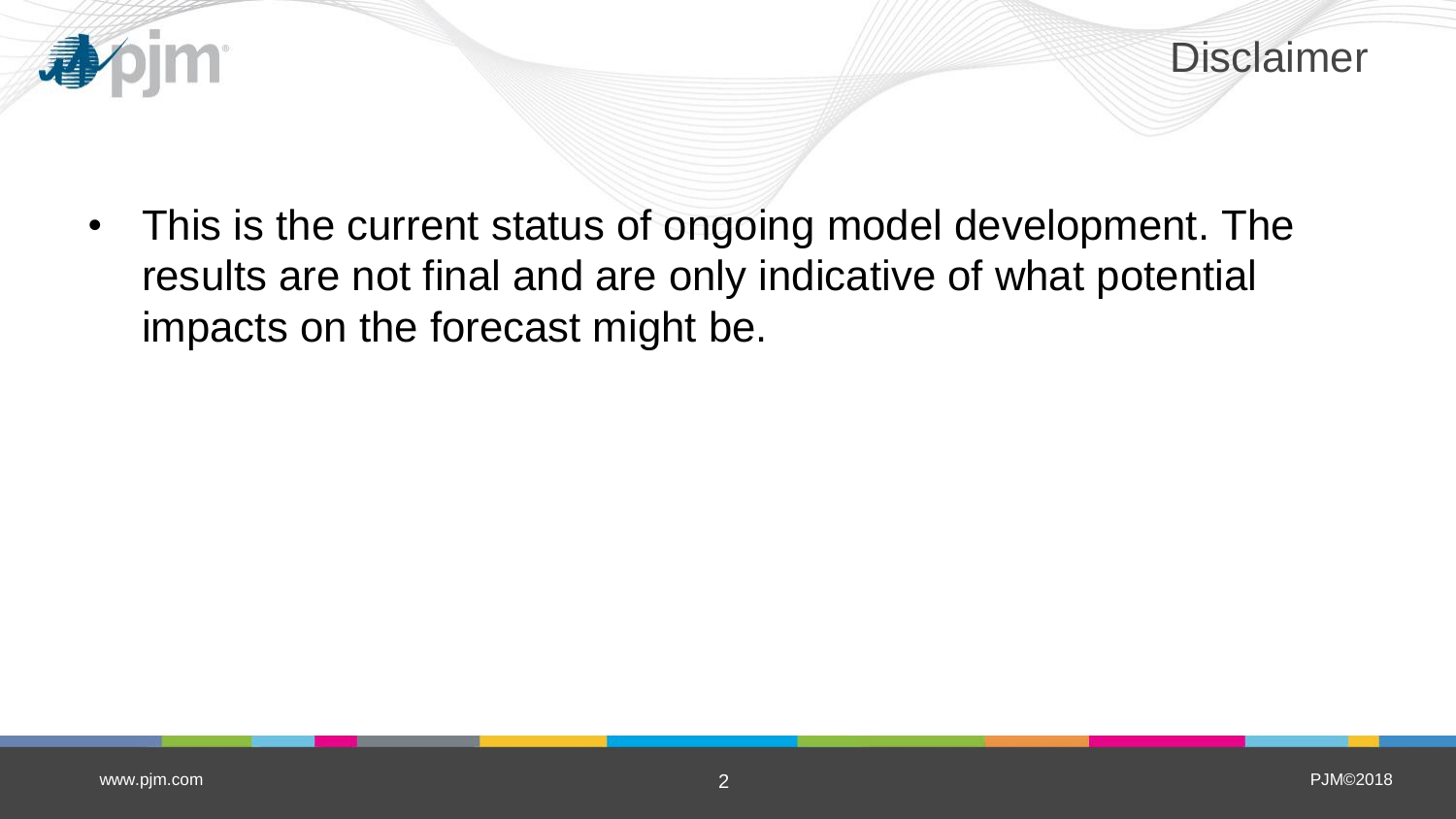# Disclaimer

- This is the current status of ongoing model development. The results are not final and are only indicative of what potential impacts on the forecast might be.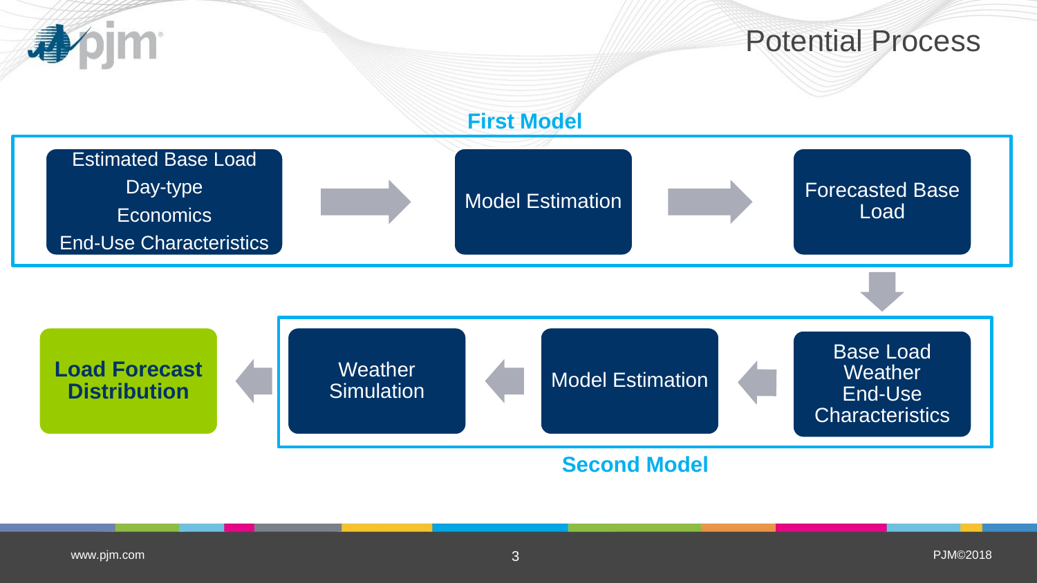# Potential Process

## First Model

- Estimated Base Load
- Day-type
- Economics
- End-Use Characteristics

→ Model Estimation → Forecasted Base Load

## Second Model

- Base Load
- Weather
- End-Use Characteristics

→ Model Estimation → Weather Simulation

→ **Load Forecast Distribution**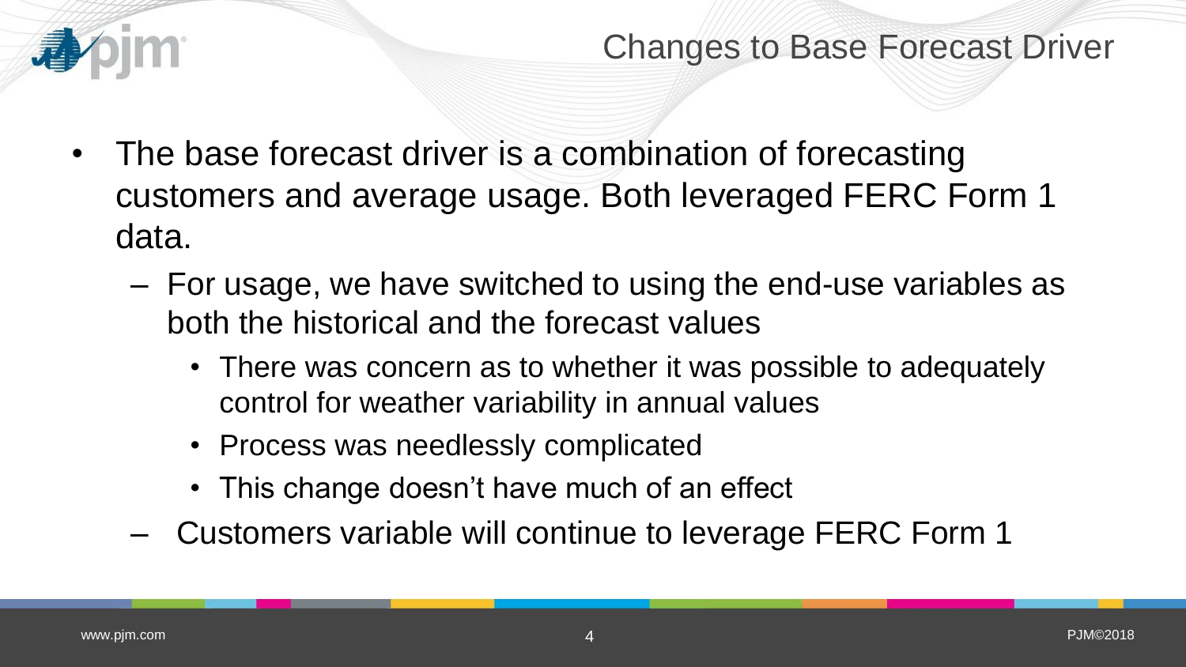## Changes to Base Forecast Driver

- The base forecast driver is a combination of forecasting customers and average usage. Both leveraged FERC Form 1 data.
  - For usage, we have switched to using the end-use variables as both the historical and the forecast values
    - There was concern as to whether it was possible to adequately control for weather variability in annual values
    - Process was needlessly complicated
    - This change doesn't have much of an effect
  - Customers variable will continue to leverage FERC Form 1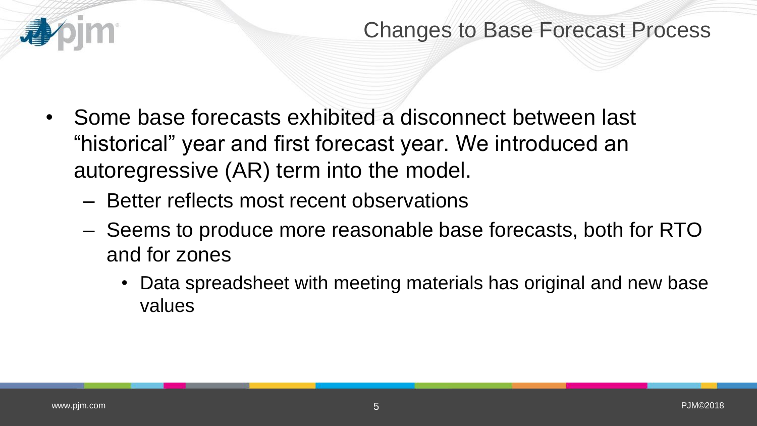# Changes to Base Forecast Process

- Some base forecasts exhibited a disconnect between last "historical" year and first forecast year. We introduced an autoregressive (AR) term into the model.
  - Better reflects most recent observations
  - Seems to produce more reasonable base forecasts, both for RTO and for zones
    - Data spreadsheet with meeting materials has original and new base values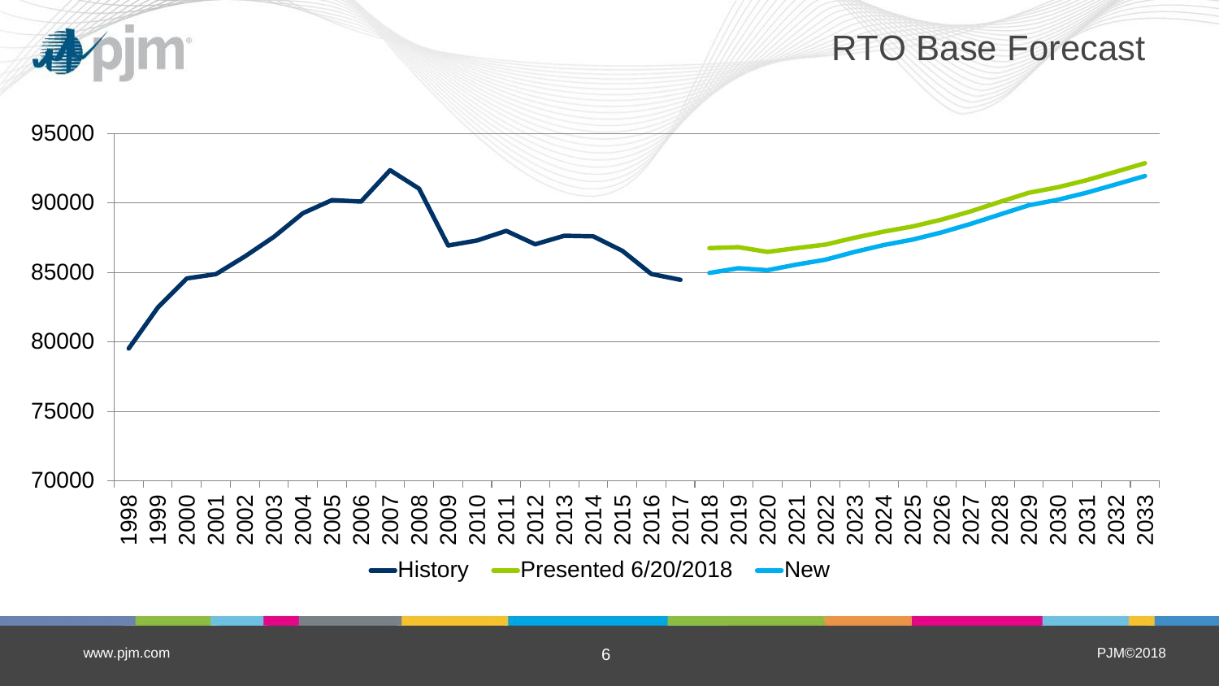# RTO Base Forecast

95000
90000
85000
80000
75000
70000

1998 1999 2000 2001 2002 2003 2004 2005 2006 2007 2008 2009 2010 2011 2012 2013 2014 2015 2016 2017 2018 2019 2020 2021 2022 2023 2024 2025 2026 2027 2028 2029 2030 2031 2032 2033

History   Presented 6/20/2018   New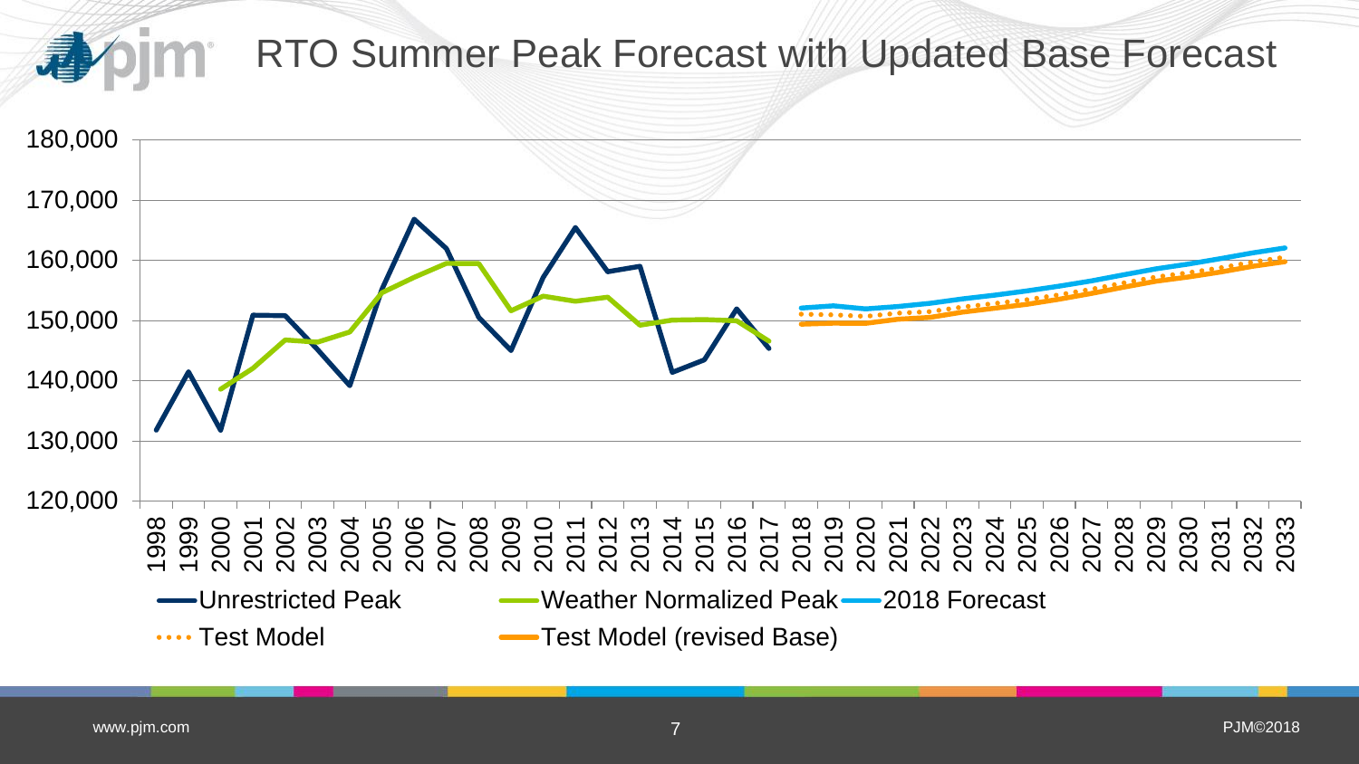# RTO Summer Peak Forecast with Updated Base Forecast

180,000
170,000
160,000
150,000
140,000
130,000
120,000

1998 1999 2000 2001 2002 2003 2004 2005 2006 2007 2008 2009 2010 2011 2012 2013 2014 2015 2016 2017 2018 2019 2020 2021 2022 2023 2024 2025 2026 2027 2028 2029 2030 2031 2032 2033

Unrestricted Peak | Weather Normalized Peak | 2018 Forecast | Test Model | Test Model (revised Base)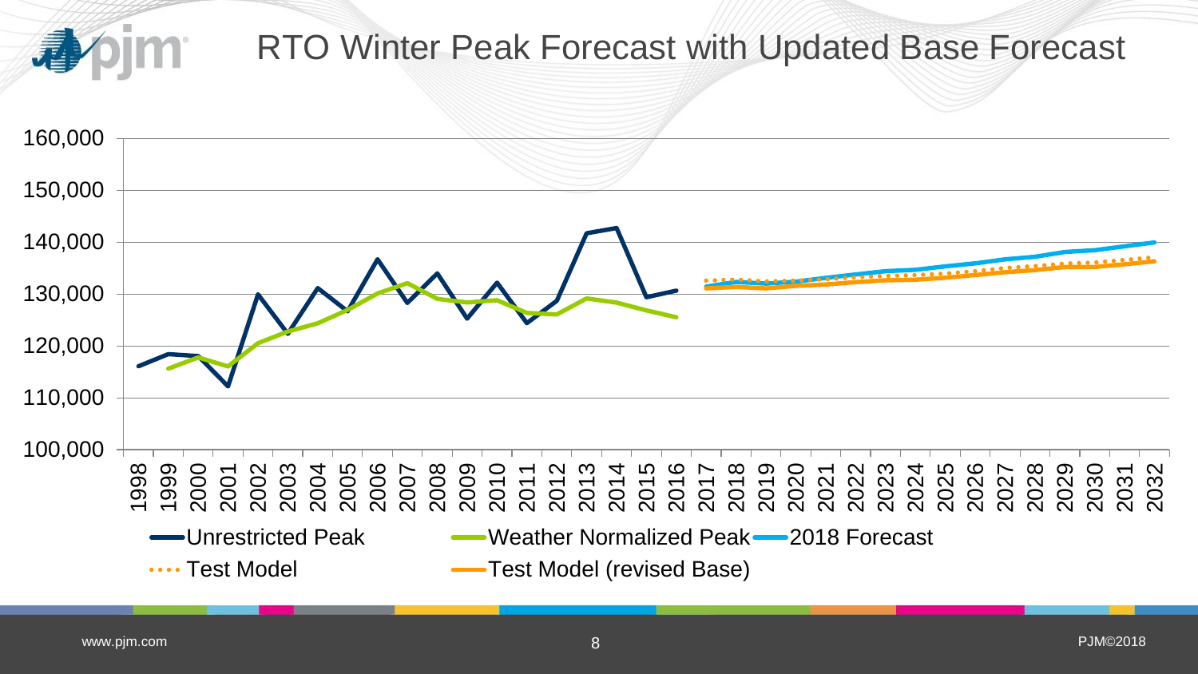# RTO Winter Peak Forecast with Updated Base Forecast

160,000
150,000
140,000
130,000
120,000
110,000
100,000

1998 1999 2000 2001 2002 2003 2004 2005 2006 2007 2008 2009 2010 2011 2012 2013 2014 2015 2016 2017 2018 2019 2020 2021 2022 2023 2024 2025 2026 2027 2028 2029 2030 2031 2032

Unrestricted Peak | Weather Normalized Peak | 2018 Forecast | Test Model | Test Model (revised Base)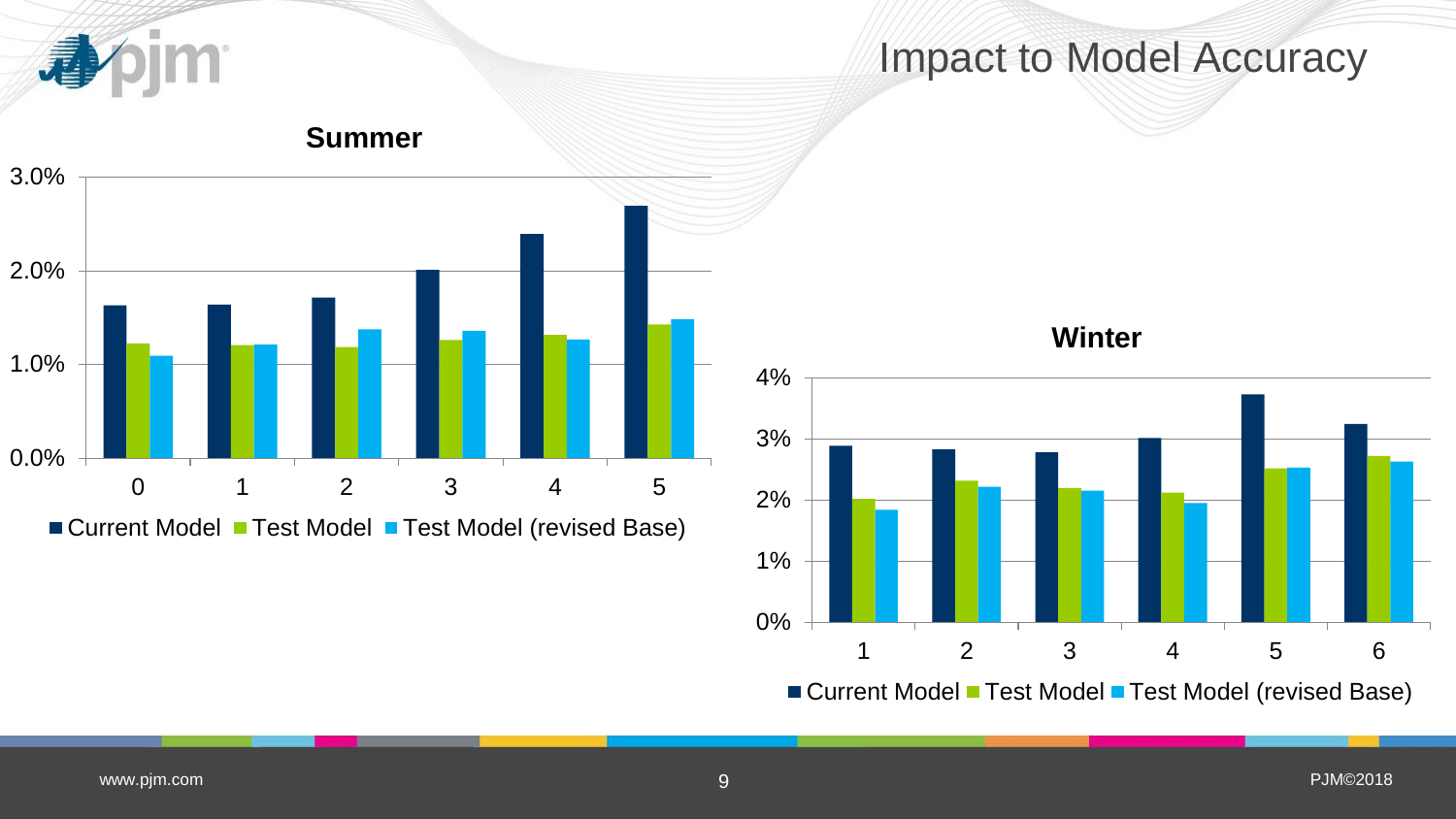# Impact to Model Accuracy

**Summer**

| | 0 | 1 | 2 | 3 | 4 | 5 |
|---|---|---|---|---|---|---|
| Current Model | 1.63% | 1.64% | 1.71% | 2.01% | 2.40% | 2.69% |
| Test Model | 1.22% | 1.20% | 1.18% | 1.26% | 1.31% | 1.43% |
| Test Model (revised Base) | 1.09% | 1.21% | 1.37% | 1.35% | 1.26% | 1.48% |

**Winter**

| | 1 | 2 | 3 | 4 | 5 | 6 |
|---|---|---|---|---|---|---|
| Current Model | 2.89% | 2.83% | 2.78% | 3.01% | 3.72% | 3.24% |
| Test Model | 2.02% | 2.32% | 2.19% | 2.11% | 2.51% | 2.72% |
| Test Model (revised Base) | 1.84% | 2.22% | 2.15% | 1.95% | 2.53% | 2.63% |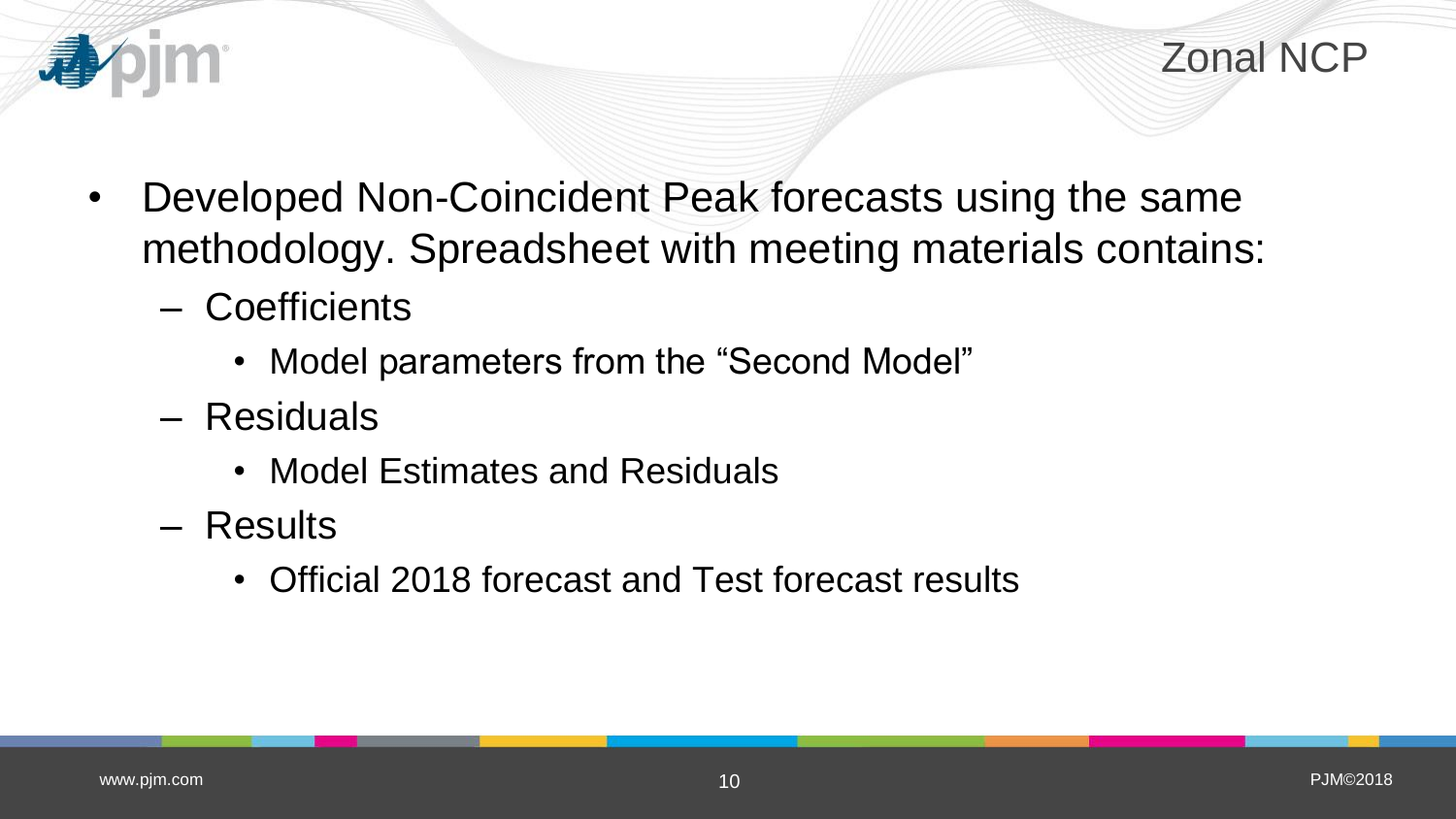# Zonal NCP

- Developed Non-Coincident Peak forecasts using the same methodology. Spreadsheet with meeting materials contains:
  - Coefficients
    - Model parameters from the “Second Model”
  - Residuals
    - Model Estimates and Residuals
  - Results
    - Official 2018 forecast and Test forecast results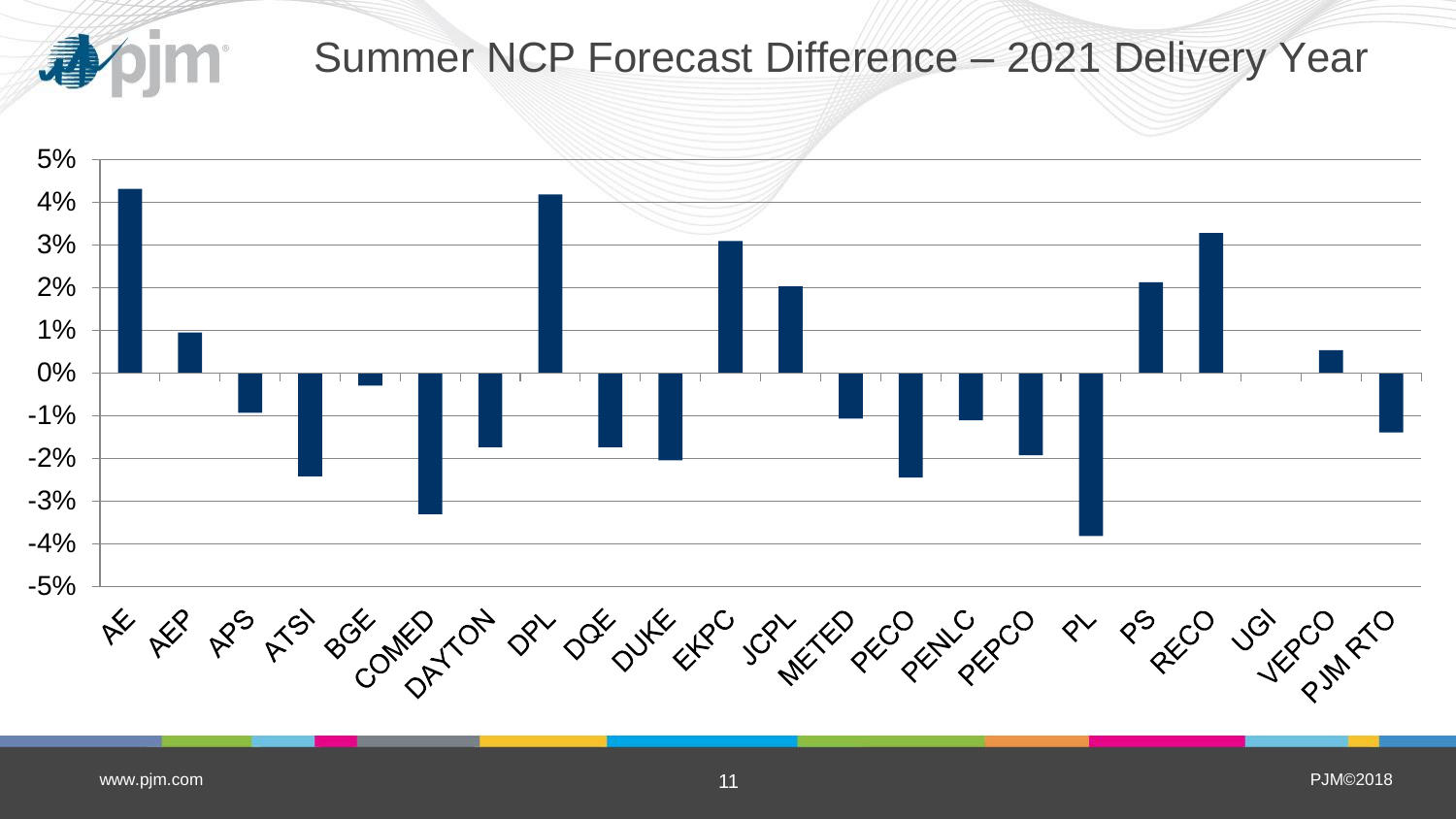# Summer NCP Forecast Difference – 2021 Delivery Year

| Zone | Difference |
|---|---|
| AE | 4.3% |
| AEP | 0.9% |
| APS | -0.9% |
| ATSI | -2.4% |
| BGE | -0.3% |
| COMED | -3.3% |
| DAYTON | -1.7% |
| DPL | 4.2% |
| DQE | -1.7% |
| DUKE | -2.0% |
| EKPC | 3.1% |
| JCPL | 2.0% |
| METED | -1.1% |
| PECO | -2.4% |
| PENLC | -1.1% |
| PEPCO | -1.9% |
| PL | -3.8% |
| PS | 2.1% |
| RECO | 3.3% |
| UGI | 0.0% |
| VEPCO | 0.5% |
| PJM RTO | -1.4% |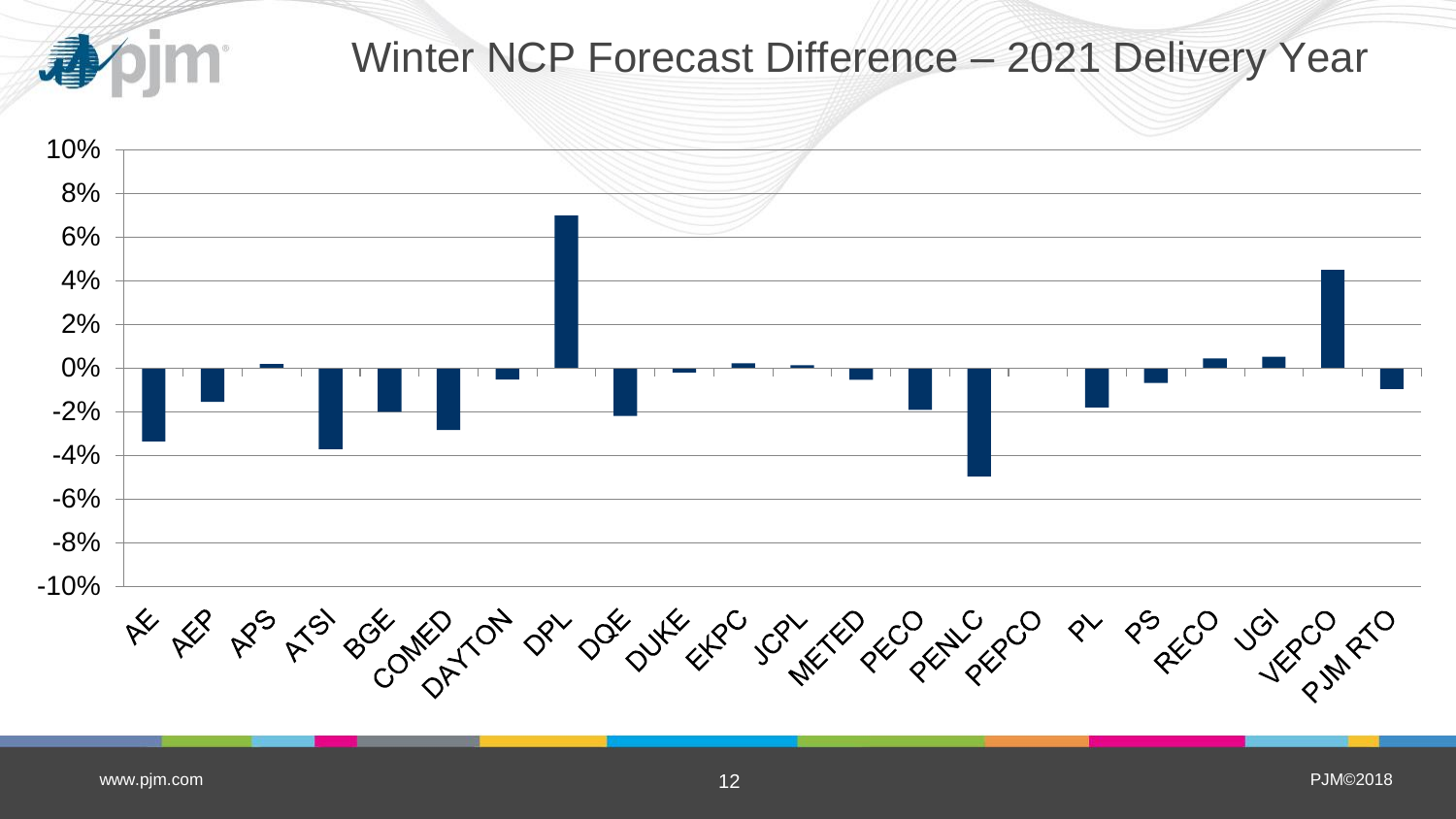# Winter NCP Forecast Difference – 2021 Delivery Year

10%
8%
6%
4%
2%
0%
-2%
-4%
-6%
-8%
-10%

AE
AEP
APS
ATSI
BGE
COMED
DAYTON
DPL
DQE
DUKE
EKPC
JCPL
METED
PECO
PENLC
PEPCO
PL
PS
RECO
UGI
VEPCO
PJM RTO